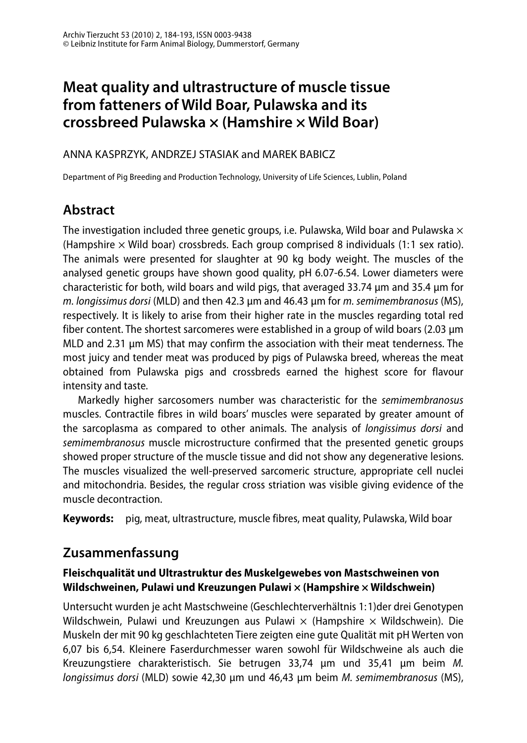# Meat quality and ultrastructure of muscle tissue from fatteners of Wild Boar, Pulawska and its crossbreed Pulawska × (Hamshire × Wild Boar)

ANNA KASPRZYK, ANDRZEJ STASIAK and MAREK BABICZ

Department of Pig Breeding and Production Technology, University of Life Sciences, Lublin, Poland

## Abstract

The investigation included three genetic groups, i.e. Pulawska, Wild boar and Pulawska × (Hampshire × Wild boar) crossbreds. Each group comprised 8 individuals (1:1 sex ratio). The animals were presented for slaughter at 90 kg body weight. The muscles of the analysed genetic groups have shown good quality, pH 6.07-6.54. Lower diameters were characteristic for both, wild boars and wild pigs, that averaged 33.74 µm and 35.4 µm for *m. longissimus dorsi* (MLD) and then 42.3 µm and 46.43 µm for *m. semimembranosus* (MS), respectively. It is likely to arise from their higher rate in the muscles regarding total red fiber content. The shortest sarcomeres were established in a group of wild boars (2.03 µm MLD and 2.31 µm MS) that may confirm the association with their meat tenderness. The most juicy and tender meat was produced by pigs of Pulawska breed, whereas the meat obtained from Pulawska pigs and crossbreds earned the highest score for flavour intensity and taste.

Markedly higher sarcosomers number was characteristic for the *semimembranosus* muscles. Contractile fibres in wild boars' muscles were separated by greater amount of the sarcoplasma as compared to other animals. The analysis of *longissimus dorsi* and *semimembranosus* muscle microstructure confirmed that the presented genetic groups showed proper structure of the muscle tissue and did not show any degenerative lesions. The muscles visualized the well-preserved sarcomeric structure, appropriate cell nuclei and mitochondria. Besides, the regular cross striation was visible giving evidence of the muscle decontraction.

**Keywords:** pig, meat, ultrastructure, muscle fibres, meat quality, Pulawska, Wild boar

## Zusammenfassung

### Fleischqualität und Ultrastruktur des Muskelgewebes von Mastschweinen von Wildschweinen, Pulawi und Kreuzungen Pulawi × (Hampshire × Wildschwein)

Untersucht wurden je acht Mastschweine (Geschlechterverhältnis 1:1)der drei Genotypen Wildschwein, Pulawi und Kreuzungen aus Pulawi × (Hampshire × Wildschwein). Die Muskeln der mit 90 kg geschlachteten Tiere zeigten eine gute Qualität mit pH Werten von 6,07 bis 6,54. Kleinere Faserdurchmesser waren sowohl für Wildschweine als auch die Kreuzungstiere charakteristisch. Sie betrugen 33,74 µm und 35,41 µm beim *M. longissimus dorsi* (MLD) sowie 42,30 µm und 46,43 µm beim *M. semimembranosus* (MS),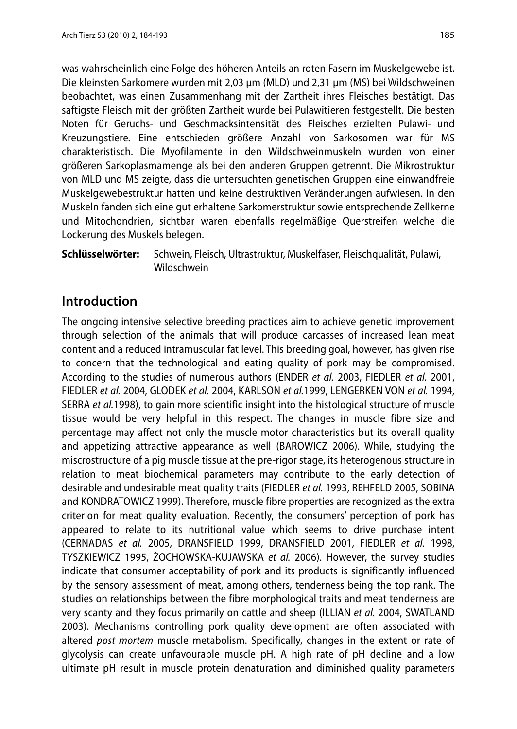was wahrscheinlich eine Folge des höheren Anteils an roten Fasern im Muskelgewebe ist. Die kleinsten Sarkomere wurden mit 2,03 µm (MLD) und 2,31 µm (MS) bei Wildschweinen beobachtet, was einen Zusammenhang mit der Zartheit ihres Fleisches bestätigt. Das saftigste Fleisch mit der größten Zartheit wurde bei Pulawitieren festgestellt. Die besten Noten für Geruchs- und Geschmacksintensität des Fleisches erzielten Pulawi- und Kreuzungstiere. Eine entschieden größere Anzahl von Sarkosomen war für MS charakteristisch. Die Myofilamente in den Wildschweinmuskeln wurden von einer größeren Sarkoplasmamenge als bei den anderen Gruppen getrennt. Die Mikrostruktur von MLD und MS zeigte, dass die untersuchten genetischen Gruppen eine einwandfreie Muskelgewebestruktur hatten und keine destruktiven Veränderungen aufwiesen. In den Muskeln fanden sich eine gut erhaltene Sarkomerstruktur sowie entsprechende Zellkerne und Mitochondrien, sichtbar waren ebenfalls regelmäßige Querstreifen welche die Lockerung des Muskels belegen.

**Schlüsselwörter:** Schwein, Fleisch, Ultrastruktur, Muskelfaser, Fleischqualität, Pulawi, Wildschwein

## Introduction

The ongoing intensive selective breeding practices aim to achieve genetic improvement through selection of the animals that will produce carcasses of increased lean meat content and a reduced intramuscular fat level. This breeding goal, however, has given rise to concern that the technological and eating quality of pork may be compromised. According to the studies of numerous authors (ENDER *et al.* 2003, FIEDLER *et al.* 2001, FIEDLER *et al.* 2004, GLODEK *et al.* 2004, KARLSON *et al.*1999, LENGERKEN VON *et al.* 1994, SERRA *et al.*1998), to gain more scientific insight into the histological structure of muscle tissue would be very helpful in this respect. The changes in muscle fibre size and percentage may affect not only the muscle motor characteristics but its overall quality and appetizing attractive appearance as well (BAROWICZ 2006). While, studying the miscrostructure of a pig muscle tissue at the pre-rigor stage, its heterogenous structure in relation to meat biochemical parameters may contribute to the early detection of desirable and undesirable meat quality traits (FIEDLER *et al.* 1993, REHFELD 2005, SOBINA and KONDRATOWICZ 1999). Therefore, muscle fibre properties are recognized as the extra criterion for meat quality evaluation. Recently, the consumers' perception of pork has appeared to relate to its nutritional value which seems to drive purchase intent (CERNADAS *et al.* 2005, DRANSFIELD 1999, DRANSFIELD 2001, FIEDLER *et al.* 1998, TYSZKIEWICZ 1995, ŻOCHOWSKA-KUJAWSKA *et al.* 2006). However, the survey studies indicate that consumer acceptability of pork and its products is significantly influenced by the sensory assessment of meat, among others, tenderness being the top rank. The studies on relationships between the fibre morphological traits and meat tenderness are very scanty and they focus primarily on cattle and sheep (ILLIAN *et al.* 2004, SWATLAND 2003). Mechanisms controlling pork quality development are often associated with altered *post mortem* muscle metabolism. Specifically, changes in the extent or rate of glycolysis can create unfavourable muscle pH. A high rate of pH decline and a low ultimate pH result in muscle protein denaturation and diminished quality parameters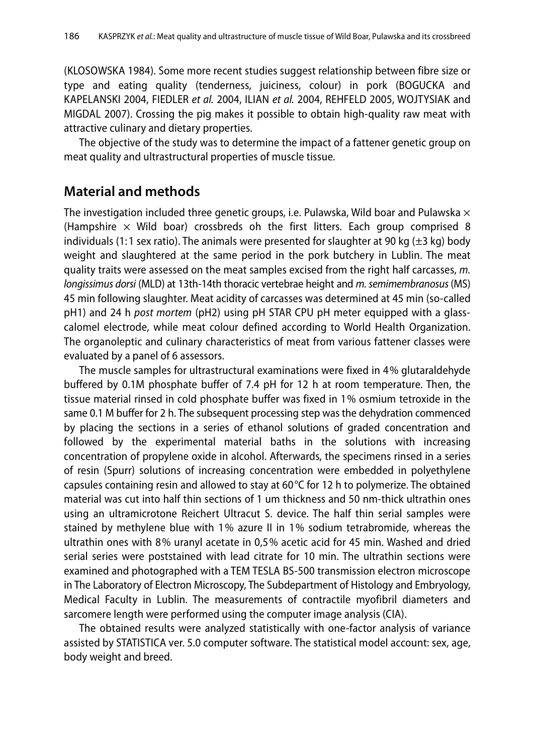(KLOSOWSKA 1984). Some more recent studies suggest relationship between fibre size or type and eating quality (tenderness, juiciness, colour) in pork (BOGUCKA and KAPELANSKI 2004, FIEDLER *et al.* 2004, ILIAN *et al.* 2004, REHFELD 2005, WOJTYSIAK and MIGDAL 2007). Crossing the pig makes it possible to obtain high-quality raw meat with attractive culinary and dietary properties.

The objective of the study was to determine the impact of a fattener genetic group on meat quality and ultrastructural properties of muscle tissue.

## Material and methods

The investigation included three genetic groups, i.e. Pulawska, Wild boar and Pulawska × (Hampshire × Wild boar) crossbreds oh the first litters. Each group comprised 8 individuals (1:1 sex ratio). The animals were presented for slaughter at 90 kg (±3 kg) body weight and slaughtered at the same period in the pork butchery in Lublin. The meat quality traits were assessed on the meat samples excised from the right half carcasses, *m. longissimus dorsi* (MLD) at 13th-14th thoracic vertebrae height and *m. semimembranosus* (MS) 45 min following slaughter. Meat acidity of carcasses was determined at 45 min (so-called pH1) and 24 h *post mortem* (pH2) using pH STAR CPU pH meter equipped with a glass-calomel electrode, while meat colour defined according to World Health Organization. The organoleptic and culinary characteristics of meat from various fattener classes were evaluated by a panel of 6 assessors.

The muscle samples for ultrastructural examinations were fixed in 4% glutaraldehyde buffered by 0.1M phosphate buffer of 7.4 pH for 12 h at room temperature. Then, the tissue material rinsed in cold phosphate buffer was fixed in 1% osmium tetroxide in the same 0.1 M buffer for 2 h. The subsequent processing step was the dehydration commenced by placing the sections in a series of ethanol solutions of graded concentration and followed by the experimental material baths in the solutions with increasing concentration of propylene oxide in alcohol. Afterwards, the specimens rinsed in a series of resin (Spurr) solutions of increasing concentration were embedded in polyethylene capsules containing resin and allowed to stay at 60°C for 12 h to polymerize. The obtained material was cut into half thin sections of 1 um thickness and 50 nm-thick ultrathin ones using an ultramicrotone Reichert Ultracut S. device. The half thin serial samples were stained by methylene blue with 1% azure II in 1% sodium tetrabromide, whereas the ultrathin ones with 8% uranyl acetate in 0,5% acetic acid for 45 min. Washed and dried serial series were poststained with lead citrate for 10 min. The ultrathin sections were examined and photographed with a TEM TESLA BS-500 transmission electron microscope in The Laboratory of Electron Microscopy, The Subdepartment of Histology and Embryology, Medical Faculty in Lublin. The measurements of contractile myofibril diameters and sarcomere length were performed using the computer image analysis (CIA).

The obtained results were analyzed statistically with one-factor analysis of variance assisted by STATISTICA ver. 5.0 computer software. The statistical model account: sex, age, body weight and breed.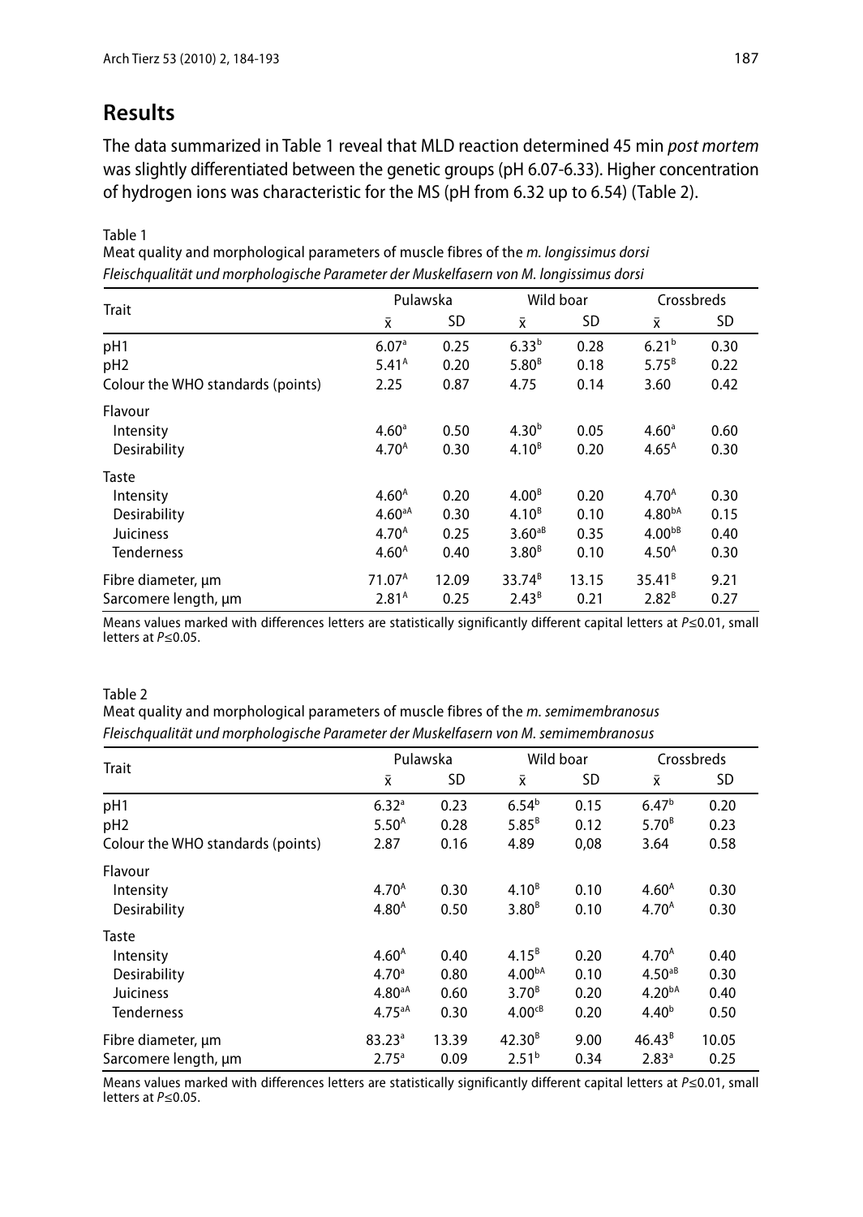## Results

The data summarized in Table 1 reveal that MLD reaction determined 45 min *post mortem* was slightly differentiated between the genetic groups (pH 6.07-6.33). Higher concentration of hydrogen ions was characteristic for the MS (pH from 6.32 up to 6.54) (Table 2).

Table 1
Meat quality and morphological parameters of muscle fibres of the *m. longissimus dorsi*
*Fleischqualität und morphologische Parameter der Muskelfasern von M. longissimus dorsi*

| Trait | Pulawska | | Wild boar | | Crossbreds | |
|---|---|---|---|---|---|---|
| | x̄ | SD | x̄ | SD | x̄ | SD |
| pH1 | 6.07[a] | 0.25 | 6.33[b] | 0.28 | 6.21[b] | 0.30 |
| pH2 | 5.41[A] | 0.20 | 5.80[B] | 0.18 | 5.75[B] | 0.22 |
| Colour the WHO standards (points) | 2.25 | 0.87 | 4.75 | 0.14 | 3.60 | 0.42 |
| Flavour | | | | | | |
| Intensity | 4.60[a] | 0.50 | 4.30[b] | 0.05 | 4.60[a] | 0.60 |
| Desirability | 4.70[A] | 0.30 | 4.10[B] | 0.20 | 4.65[A] | 0.30 |
| Taste | | | | | | |
| Intensity | 4.60[A] | 0.20 | 4.00[B] | 0.20 | 4.70[A] | 0.30 |
| Desirability | 4.60[aA] | 0.30 | 4.10[B] | 0.10 | 4.80[bA] | 0.15 |
| Juiciness | 4.70[A] | 0.25 | 3.60[aB] | 0.35 | 4.00[bB] | 0.40 |
| Tenderness | 4.60[A] | 0.40 | 3.80[B] | 0.10 | 4.50[A] | 0.30 |
| Fibre diameter, µm | 71.07[A] | 12.09 | 33.74[B] | 13.15 | 35.41[B] | 9.21 |
| Sarcomere length, µm | 2.81[A] | 0.25 | 2.43[B] | 0.21 | 2.82[B] | 0.27 |

Means values marked with differences letters are statistically significantly different capital letters at $P \leq 0.01$, small letters at $P \leq 0.05$.

Table 2
Meat quality and morphological parameters of muscle fibres of the *m. semimembranosus*
*Fleischqualität und morphologische Parameter der Muskelfasern von M. semimembranosus*

| Trait | Pulawska | | Wild boar | | Crossbreds | |
|---|---|---|---|---|---|---|
| | x̄ | SD | x̄ | SD | x̄ | SD |
| pH1 | 6.32[a] | 0.23 | 6.54[b] | 0.15 | 6.47[b] | 0.20 |
| pH2 | 5.50[A] | 0.28 | 5.85[B] | 0.12 | 5.70[B] | 0.23 |
| Colour the WHO standards (points) | 2.87 | 0.16 | 4.89 | 0,08 | 3.64 | 0.58 |
| Flavour | | | | | | |
| Intensity | 4.70[A] | 0.30 | 4.10[B] | 0.10 | 4.60[A] | 0.30 |
| Desirability | 4.80[A] | 0.50 | 3.80[B] | 0.10 | 4.70[A] | 0.30 |
| Taste | | | | | | |
| Intensity | 4.60[A] | 0.40 | 4.15[B] | 0.20 | 4.70[A] | 0.40 |
| Desirability | 4.70[a] | 0.80 | 4.00[bA] | 0.10 | 4.50[aB] | 0.30 |
| Juiciness | 4.80[aA] | 0.60 | 3.70[B] | 0.20 | 4.20[bA] | 0.40 |
| Tenderness | 4.75[aA] | 0.30 | 4.00[cB] | 0.20 | 4.40[b] | 0.50 |
| Fibre diameter, µm | 83.23[a] | 13.39 | 42.30[B] | 9.00 | 46.43[B] | 10.05 |
| Sarcomere length, µm | 2.75[a] | 0.09 | 2.51[b] | 0.34 | 2.83[a] | 0.25 |

Means values marked with differences letters are statistically significantly different capital letters at $P \leq 0.01$, small letters at $P \leq 0.05$.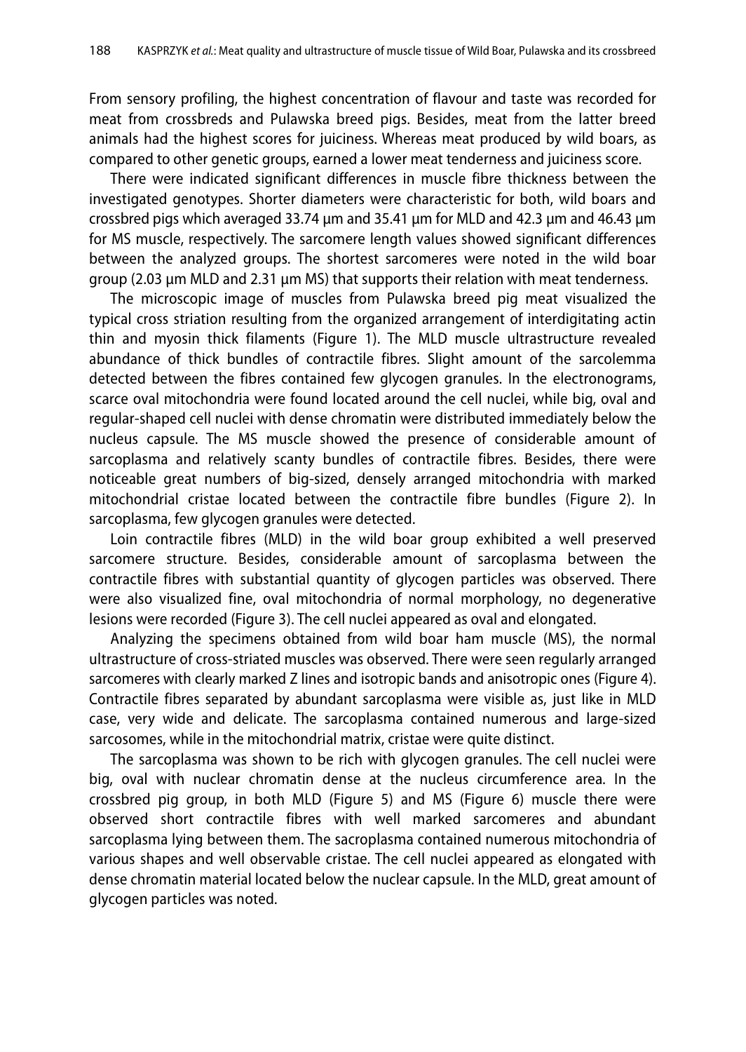From sensory profiling, the highest concentration of flavour and taste was recorded for meat from crossbreds and Pulawska breed pigs. Besides, meat from the latter breed animals had the highest scores for juiciness. Whereas meat produced by wild boars, as compared to other genetic groups, earned a lower meat tenderness and juiciness score.

There were indicated significant differences in muscle fibre thickness between the investigated genotypes. Shorter diameters were characteristic for both, wild boars and crossbred pigs which averaged 33.74 µm and 35.41 µm for MLD and 42.3 µm and 46.43 µm for MS muscle, respectively. The sarcomere length values showed significant differences between the analyzed groups. The shortest sarcomeres were noted in the wild boar group (2.03 µm MLD and 2.31 µm MS) that supports their relation with meat tenderness.

The microscopic image of muscles from Pulawska breed pig meat visualized the typical cross striation resulting from the organized arrangement of interdigitating actin thin and myosin thick filaments (Figure 1). The MLD muscle ultrastructure revealed abundance of thick bundles of contractile fibres. Slight amount of the sarcolemma detected between the fibres contained few glycogen granules. In the electronograms, scarce oval mitochondria were found located around the cell nuclei, while big, oval and regular-shaped cell nuclei with dense chromatin were distributed immediately below the nucleus capsule. The MS muscle showed the presence of considerable amount of sarcoplasma and relatively scanty bundles of contractile fibres. Besides, there were noticeable great numbers of big-sized, densely arranged mitochondria with marked mitochondrial cristae located between the contractile fibre bundles (Figure 2). In sarcoplasma, few glycogen granules were detected.

Loin contractile fibres (MLD) in the wild boar group exhibited a well preserved sarcomere structure. Besides, considerable amount of sarcoplasma between the contractile fibres with substantial quantity of glycogen particles was observed. There were also visualized fine, oval mitochondria of normal morphology, no degenerative lesions were recorded (Figure 3). The cell nuclei appeared as oval and elongated.

Analyzing the specimens obtained from wild boar ham muscle (MS), the normal ultrastructure of cross-striated muscles was observed. There were seen regularly arranged sarcomeres with clearly marked Z lines and isotropic bands and anisotropic ones (Figure 4). Contractile fibres separated by abundant sarcoplasma were visible as, just like in MLD case, very wide and delicate. The sarcoplasma contained numerous and large-sized sarcosomes, while in the mitochondrial matrix, cristae were quite distinct.

The sarcoplasma was shown to be rich with glycogen granules. The cell nuclei were big, oval with nuclear chromatin dense at the nucleus circumference area. In the crossbred pig group, in both MLD (Figure 5) and MS (Figure 6) muscle there were observed short contractile fibres with well marked sarcomeres and abundant sarcoplasma lying between them. The sacroplasma contained numerous mitochondria of various shapes and well observable cristae. The cell nuclei appeared as elongated with dense chromatin material located below the nuclear capsule. In the MLD, great amount of glycogen particles was noted.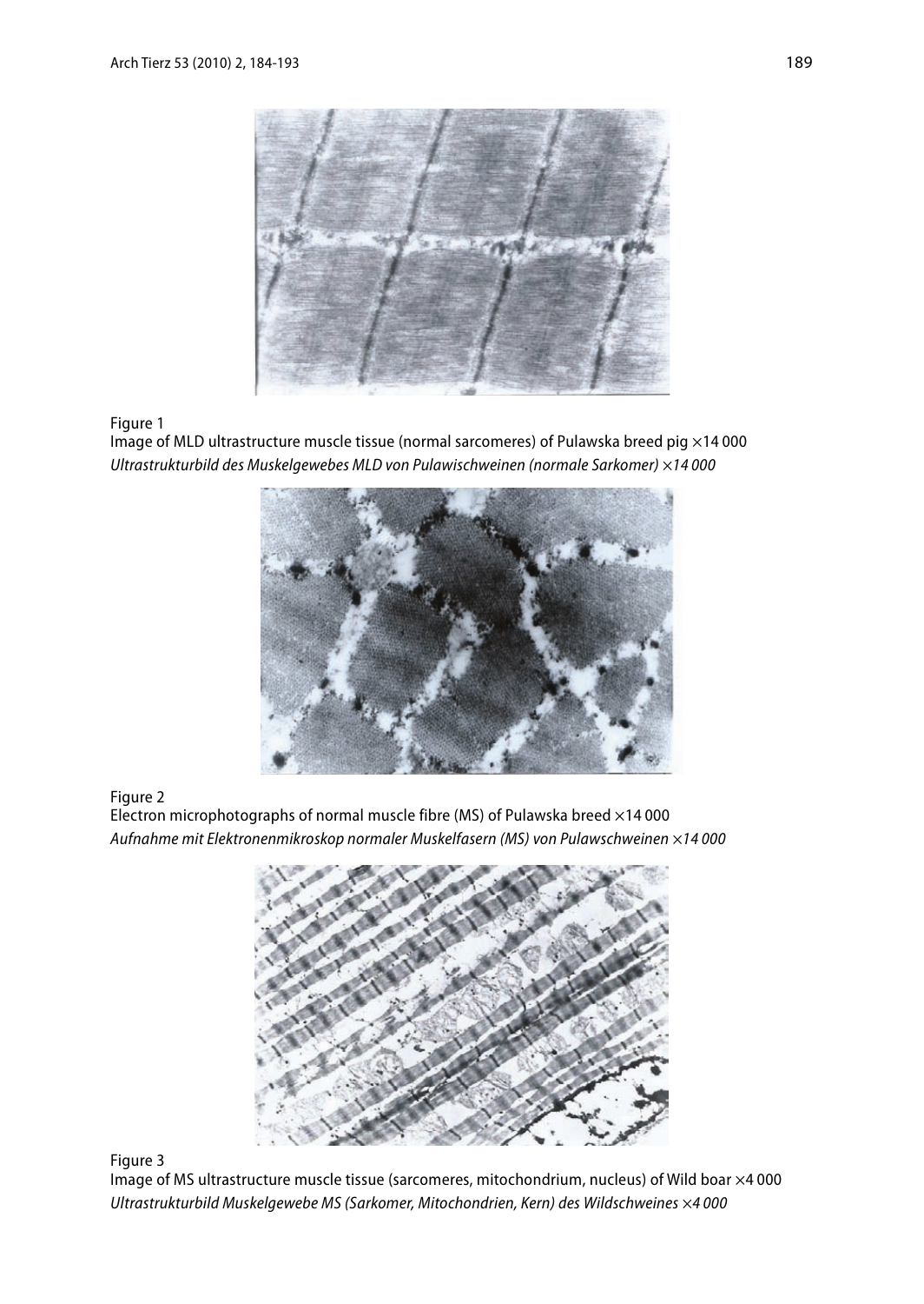Figure 1
Image of MLD ultrastructure muscle tissue (normal sarcomeres) of Pulawska breed pig ×14 000
*Ultrastrukturbild des Muskelgewebes MLD von Pulawischweinen (normale Sarkomer) ×14 000*

Figure 2
Electron microphotographs of normal muscle fibre (MS) of Pulawska breed ×14 000
*Aufnahme mit Elektronenmikroskop normaler Muskelfasern (MS) von Pulawschweinen ×14 000*

Figure 3
Image of MS ultrastructure muscle tissue (sarcomeres, mitochondrium, nucleus) of Wild boar ×4 000
*Ultrastrukturbild Muskelgewebe MS (Sarkomer, Mitochondrien, Kern) des Wildschweines ×4 000*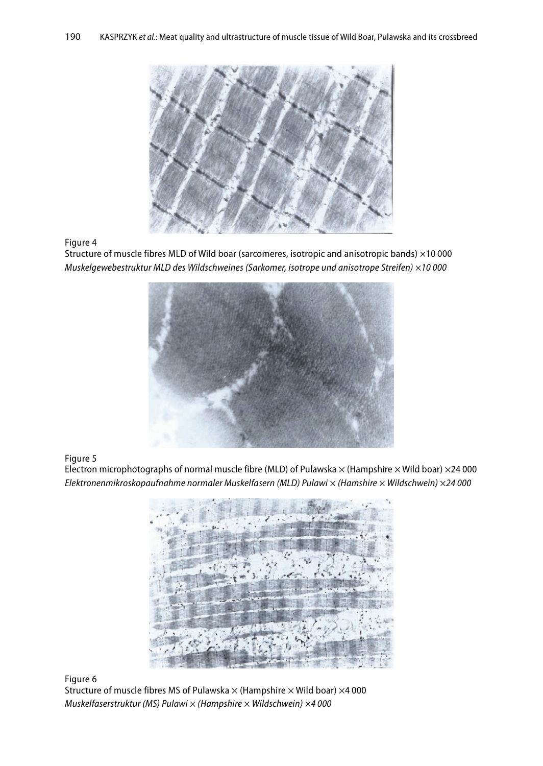Figure 4
Structure of muscle fibres MLD of Wild boar (sarcomeres, isotropic and anisotropic bands) ×10 000
*Muskelgewebestruktur MLD des Wildschweines (Sarkomer, isotrope und anisotrope Streifen) ×10 000*

Figure 5
Electron microphotographs of normal muscle fibre (MLD) of Pulawska × (Hampshire × Wild boar) ×24 000
*Elektronenmikroskopaufnahme normaler Muskelfasern (MLD) Pulawi × (Hamshire × Wildschwein) ×24 000*

Figure 6
Structure of muscle fibres MS of Pulawska × (Hampshire × Wild boar) ×4 000
*Muskelfaserstruktur (MS) Pulawi × (Hampshire × Wildschwein) ×4 000*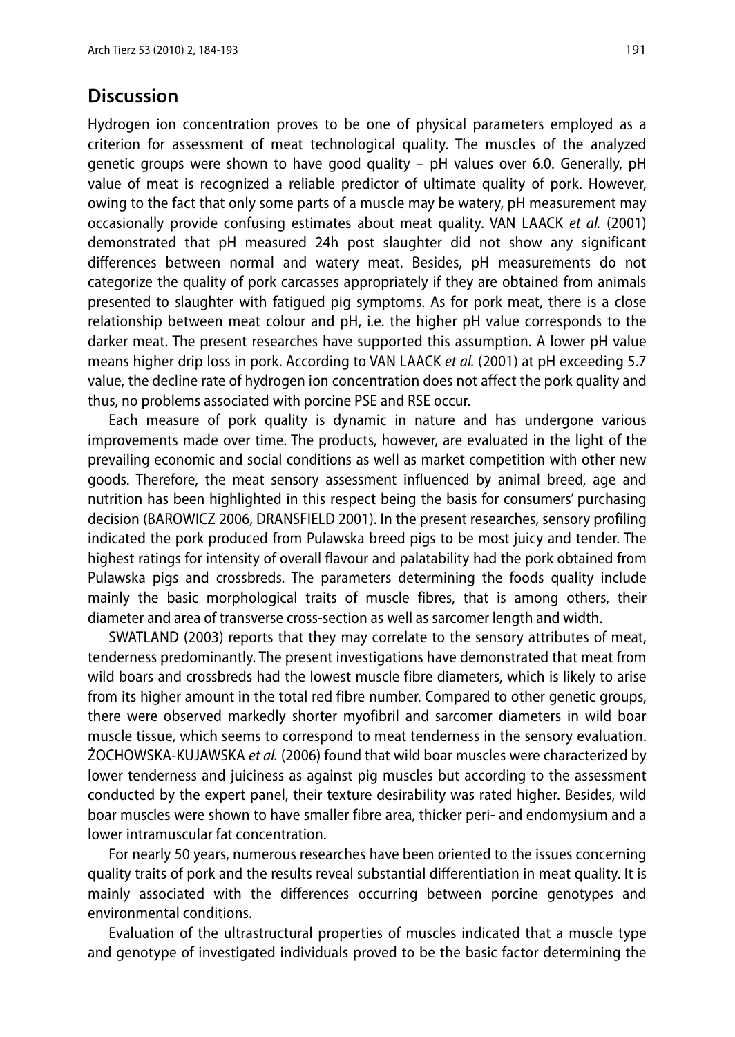## Discussion

Hydrogen ion concentration proves to be one of physical parameters employed as a criterion for assessment of meat technological quality. The muscles of the analyzed genetic groups were shown to have good quality – pH values over 6.0. Generally, pH value of meat is recognized a reliable predictor of ultimate quality of pork. However, owing to the fact that only some parts of a muscle may be watery, pH measurement may occasionally provide confusing estimates about meat quality. VAN LAACK *et al.* (2001) demonstrated that pH measured 24h post slaughter did not show any significant differences between normal and watery meat. Besides, pH measurements do not categorize the quality of pork carcasses appropriately if they are obtained from animals presented to slaughter with fatigued pig symptoms. As for pork meat, there is a close relationship between meat colour and pH, i.e. the higher pH value corresponds to the darker meat. The present researches have supported this assumption. A lower pH value means higher drip loss in pork. According to VAN LAACK *et al.* (2001) at pH exceeding 5.7 value, the decline rate of hydrogen ion concentration does not affect the pork quality and thus, no problems associated with porcine PSE and RSE occur.

Each measure of pork quality is dynamic in nature and has undergone various improvements made over time. The products, however, are evaluated in the light of the prevailing economic and social conditions as well as market competition with other new goods. Therefore, the meat sensory assessment influenced by animal breed, age and nutrition has been highlighted in this respect being the basis for consumers' purchasing decision (BAROWICZ 2006, DRANSFIELD 2001). In the present researches, sensory profiling indicated the pork produced from Pulawska breed pigs to be most juicy and tender. The highest ratings for intensity of overall flavour and palatability had the pork obtained from Pulawska pigs and crossbreds. The parameters determining the foods quality include mainly the basic morphological traits of muscle fibres, that is among others, their diameter and area of transverse cross-section as well as sarcomer length and width.

SWATLAND (2003) reports that they may correlate to the sensory attributes of meat, tenderness predominantly. The present investigations have demonstrated that meat from wild boars and crossbreds had the lowest muscle fibre diameters, which is likely to arise from its higher amount in the total red fibre number. Compared to other genetic groups, there were observed markedly shorter myofibril and sarcomer diameters in wild boar muscle tissue, which seems to correspond to meat tenderness in the sensory evaluation. ŻOCHOWSKA-KUJAWSKA *et al.* (2006) found that wild boar muscles were characterized by lower tenderness and juiciness as against pig muscles but according to the assessment conducted by the expert panel, their texture desirability was rated higher. Besides, wild boar muscles were shown to have smaller fibre area, thicker peri- and endomysium and a lower intramuscular fat concentration.

For nearly 50 years, numerous researches have been oriented to the issues concerning quality traits of pork and the results reveal substantial differentiation in meat quality. It is mainly associated with the differences occurring between porcine genotypes and environmental conditions.

Evaluation of the ultrastructural properties of muscles indicated that a muscle type and genotype of investigated individuals proved to be the basic factor determining the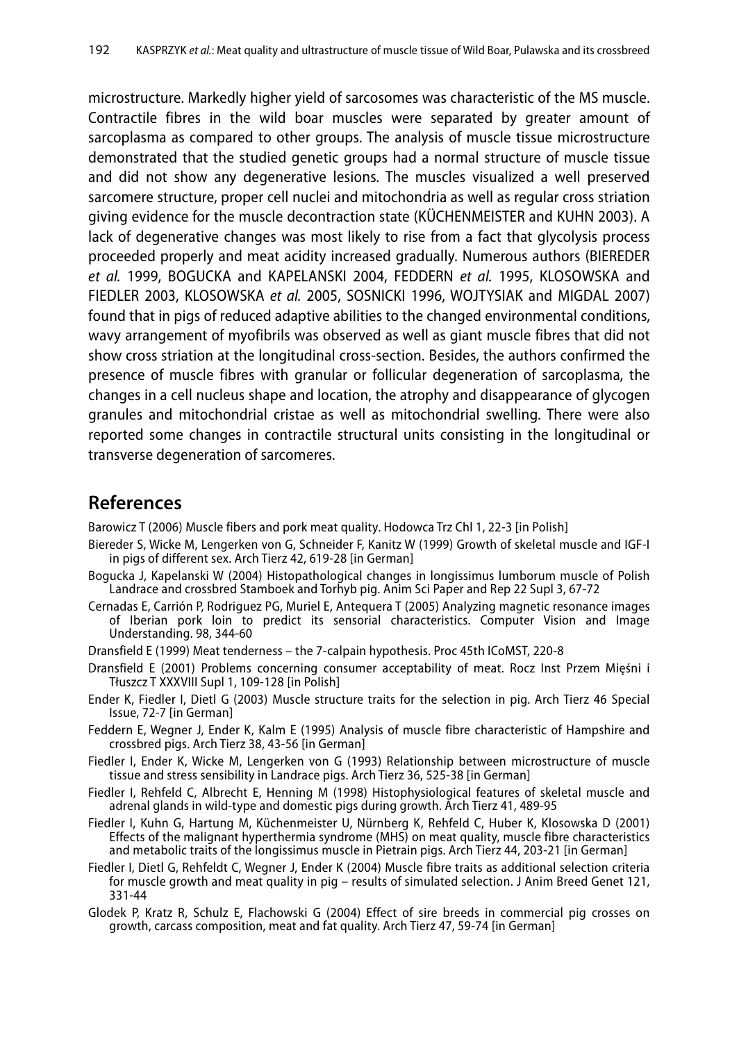microstructure. Markedly higher yield of sarcosomes was characteristic of the MS muscle. Contractile fibres in the wild boar muscles were separated by greater amount of sarcoplasma as compared to other groups. The analysis of muscle tissue microstructure demonstrated that the studied genetic groups had a normal structure of muscle tissue and did not show any degenerative lesions. The muscles visualized a well preserved sarcomere structure, proper cell nuclei and mitochondria as well as regular cross striation giving evidence for the muscle decontraction state (KÜCHENMEISTER and KUHN 2003). A lack of degenerative changes was most likely to rise from a fact that glycolysis process proceeded properly and meat acidity increased gradually. Numerous authors (BIEREDER *et al.* 1999, BOGUCKA and KAPELANSKI 2004, FEDDERN *et al.* 1995, KLOSOWSKA and FIEDLER 2003, KLOSOWSKA *et al.* 2005, SOSNICKI 1996, WOJTYSIAK and MIGDAL 2007) found that in pigs of reduced adaptive abilities to the changed environmental conditions, wavy arrangement of myofibrils was observed as well as giant muscle fibres that did not show cross striation at the longitudinal cross-section. Besides, the authors confirmed the presence of muscle fibres with granular or follicular degeneration of sarcoplasma, the changes in a cell nucleus shape and location, the atrophy and disappearance of glycogen granules and mitochondrial cristae as well as mitochondrial swelling. There were also reported some changes in contractile structural units consisting in the longitudinal or transverse degeneration of sarcomeres.

## References

Barowicz T (2006) Muscle fibers and pork meat quality. Hodowca Trz Chl 1, 22-3 [in Polish]

Biereder S, Wicke M, Lengerken von G, Schneider F, Kanitz W (1999) Growth of skeletal muscle and IGF-I in pigs of different sex. Arch Tierz 42, 619-28 [in German]

Bogucka J, Kapelanski W (2004) Histopathological changes in longissimus lumborum muscle of Polish Landrace and crossbred Stamboek and Torhyb pig. Anim Sci Paper and Rep 22 Supl 3, 67-72

Cernadas E, Carrión P, Rodriguez PG, Muriel E, Antequera T (2005) Analyzing magnetic resonance images of Iberian pork loin to predict its sensorial characteristics. Computer Vision and Image Understanding. 98, 344-60

Dransfield E (1999) Meat tenderness – the 7-calpain hypothesis. Proc 45th ICoMST, 220-8

Dransfield E (2001) Problems concerning consumer acceptability of meat. Rocz Inst Przem Mięśni i Tłuszcz T XXXVIII Supl 1, 109-128 [in Polish]

Ender K, Fiedler I, Dietl G (2003) Muscle structure traits for the selection in pig. Arch Tierz 46 Special Issue, 72-7 [in German]

Feddern E, Wegner J, Ender K, Kalm E (1995) Analysis of muscle fibre characteristic of Hampshire and crossbred pigs. Arch Tierz 38, 43-56 [in German]

Fiedler I, Ender K, Wicke M, Lengerken von G (1993) Relationship between microstructure of muscle tissue and stress sensibility in Landrace pigs. Arch Tierz 36, 525-38 [in German]

Fiedler I, Rehfeld C, Albrecht E, Henning M (1998) Histophysiological features of skeletal muscle and adrenal glands in wild-type and domestic pigs during growth. Arch Tierz 41, 489-95

Fiedler I, Kuhn G, Hartung M, Küchenmeister U, Nürnberg K, Rehfeld C, Huber K, Klosowska D (2001) Effects of the malignant hyperthermia syndrome (MHS) on meat quality, muscle fibre characteristics and metabolic traits of the longissimus muscle in Pietrain pigs. Arch Tierz 44, 203-21 [in German]

Fiedler I, Dietl G, Rehfeldt C, Wegner J, Ender K (2004) Muscle fibre traits as additional selection criteria for muscle growth and meat quality in pig – results of simulated selection. J Anim Breed Genet 121, 331-44

Glodek P, Kratz R, Schulz E, Flachowski G (2004) Effect of sire breeds in commercial pig crosses on growth, carcass composition, meat and fat quality. Arch Tierz 47, 59-74 [in German]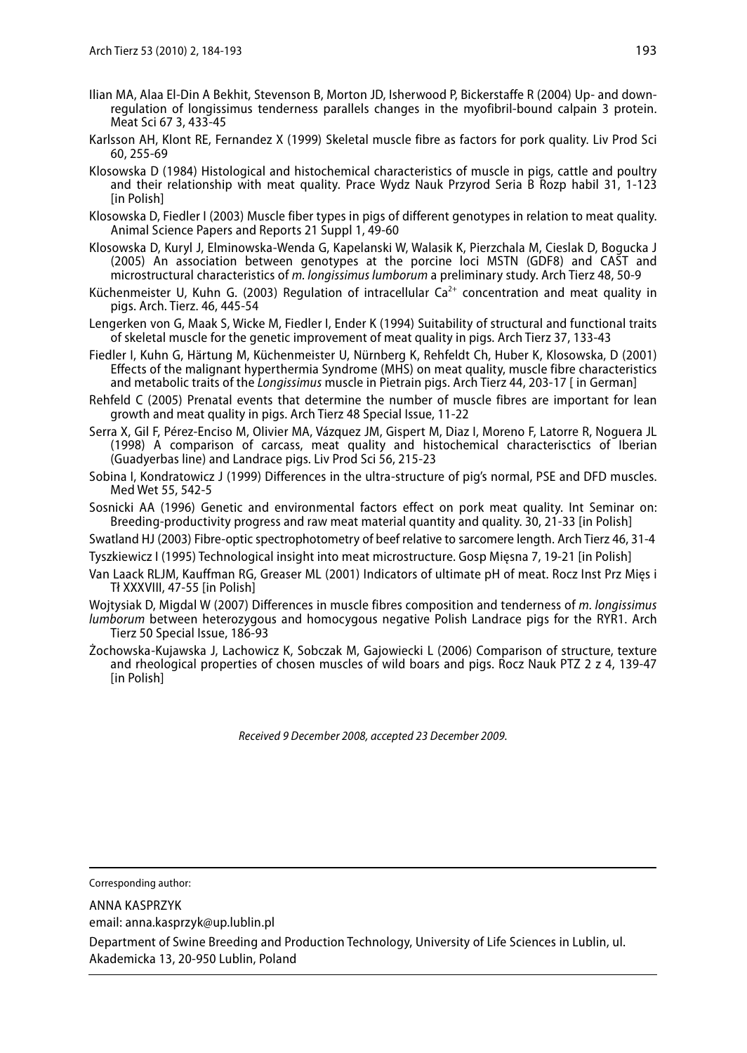Ilian MA, Alaa El-Din A Bekhit, Stevenson B, Morton JD, Isherwood P, Bickerstaffe R (2004) Up- and down-regulation of longissimus tenderness parallels changes in the myofibril-bound calpain 3 protein. Meat Sci 67 3, 433-45

Karlsson AH, Klont RE, Fernandez X (1999) Skeletal muscle fibre as factors for pork quality. Liv Prod Sci 60, 255-69

Klosowska D (1984) Histological and histochemical characteristics of muscle in pigs, cattle and poultry and their relationship with meat quality. Prace Wydz Nauk Przyrod Seria B Rozp habil 31, 1-123 [in Polish]

Klosowska D, Fiedler I (2003) Muscle fiber types in pigs of different genotypes in relation to meat quality. Animal Science Papers and Reports 21 Suppl 1, 49-60

Klosowska D, Kuryl J, Elminowska-Wenda G, Kapelanski W, Walasik K, Pierzchala M, Cieslak D, Bogucka J (2005) An association between genotypes at the porcine loci MSTN (GDF8) and CAST and microstructural characteristics of *m. longissimus lumborum* a preliminary study. Arch Tierz 48, 50-9

Küchenmeister U, Kuhn G. (2003) Regulation of intracellular $Ca^{2+}$ concentration and meat quality in pigs. Arch. Tierz. 46, 445-54

Lengerken von G, Maak S, Wicke M, Fiedler I, Ender K (1994) Suitability of structural and functional traits of skeletal muscle for the genetic improvement of meat quality in pigs. Arch Tierz 37, 133-43

Fiedler I, Kuhn G, Härtung M, Küchenmeister U, Nürnberg K, Rehfeldt Ch, Huber K, Klosowska, D (2001) Effects of the malignant hyperthermia Syndrome (MHS) on meat quality, muscle fibre characteristics and metabolic traits of the *Longissimus* muscle in Pietrain pigs. Arch Tierz 44, 203-17 [ in German]

Rehfeld C (2005) Prenatal events that determine the number of muscle fibres are important for lean growth and meat quality in pigs. Arch Tierz 48 Special Issue, 11-22

Serra X, Gil F, Pérez-Enciso M, Olivier MA, Vázquez JM, Gispert M, Diaz I, Moreno F, Latorre R, Noguera JL (1998) A comparison of carcass, meat quality and histochemical characterisctics of Iberian (Guadyerbas line) and Landrace pigs. Liv Prod Sci 56, 215-23

Sobina I, Kondratowicz J (1999) Differences in the ultra-structure of pig's normal, PSE and DFD muscles. Med Wet 55, 542-5

Sosnicki AA (1996) Genetic and environmental factors effect on pork meat quality. Int Seminar on: Breeding-productivity progress and raw meat material quantity and quality. 30, 21-33 [in Polish]

Swatland HJ (2003) Fibre-optic spectrophotometry of beef relative to sarcomere length. Arch Tierz 46, 31-4

Tyszkiewicz I (1995) Technological insight into meat microstructure. Gosp Mięsna 7, 19-21 [in Polish]

Van Laack RLJM, Kauffman RG, Greaser ML (2001) Indicators of ultimate pH of meat. Rocz Inst Prz Mięs i Tł XXXVIII, 47-55 [in Polish]

Wojtysiak D, Migdal W (2007) Differences in muscle fibres composition and tenderness of *m. longissimus lumborum* between heterozygous and homocygous negative Polish Landrace pigs for the RYR1. Arch Tierz 50 Special Issue, 186-93

Żochowska-Kujawska J, Lachowicz K, Sobczak M, Gajowiecki L (2006) Comparison of structure, texture and rheological properties of chosen muscles of wild boars and pigs. Rocz Nauk PTZ 2 z 4, 139-47 [in Polish]

*Received 9 December 2008, accepted 23 December 2009.*

---

Corresponding author:

ANNA KASPRZYK

email: anna.kasprzyk@up.lublin.pl

Department of Swine Breeding and Production Technology, University of Life Sciences in Lublin, ul. Akademicka 13, 20-950 Lublin, Poland